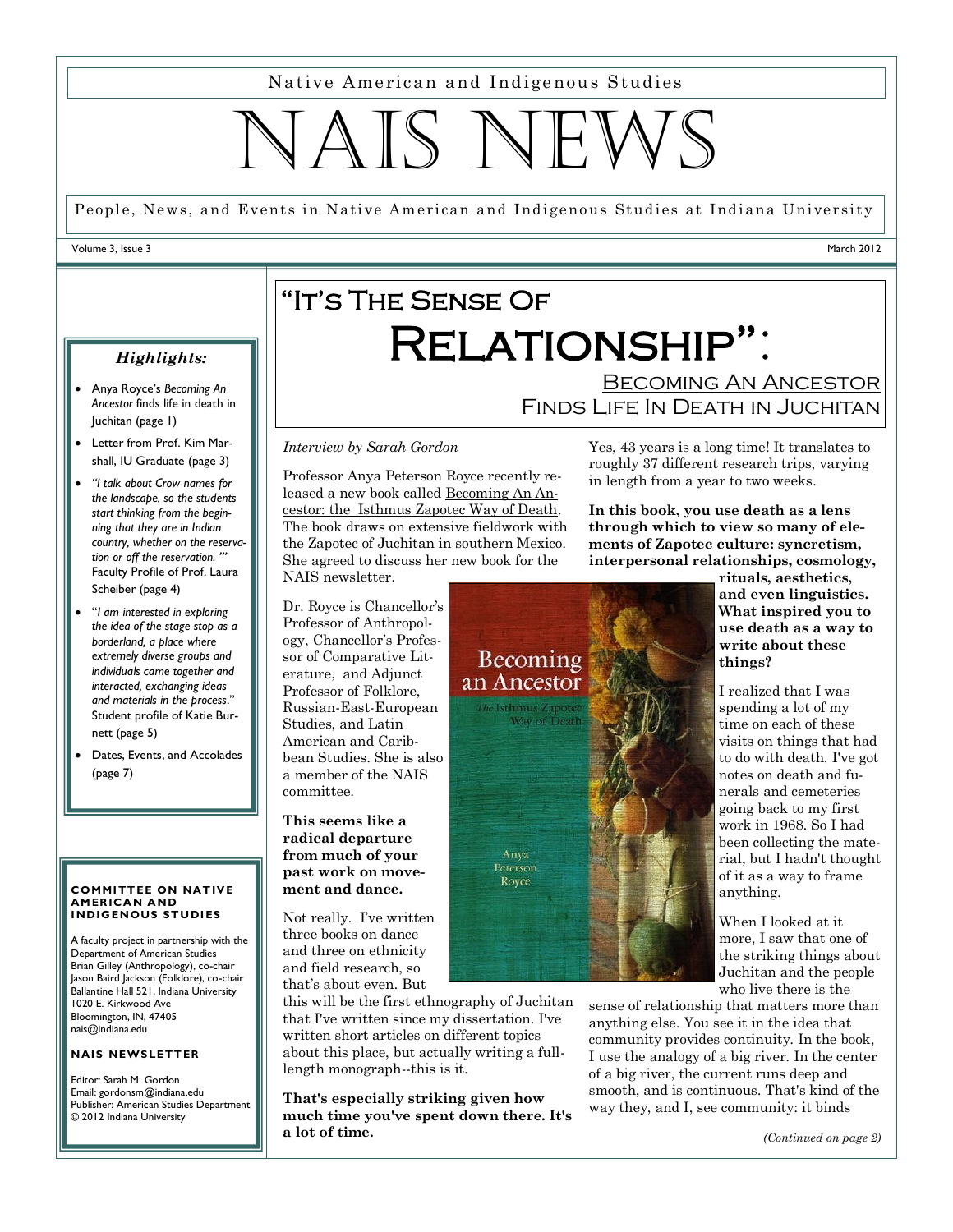Native American and Indigenous Studies

# NAIS NEWS

People, News, and Events in Native American and Indigenous Studies at Indiana University

Volume 3, Issue 3 — March 2012

### *Highlights:*

- Anya Royce's *Becoming An Ancestor* finds life in death in Juchitan (page 1)
- Letter from Prof. Kim Marshall, IU Graduate (page 3)
- *"I talk about Crow names for the landscape, so the students start thinking from the beginning that they are in Indian country, whether on the reservation or off the reservation. '"* Faculty Profile of Prof. Laura Scheiber (page 4)
- "*I am interested in exploring the idea of the stage stop as a borderland, a place where extremely diverse groups and individuals came together and interacted, exchanging ideas and materials in the process*." Student profile of Katie Burnett (page 5)
- Dates, Events, and Accolades (page 7)

**COMMITTEE ON NATIVE AMERICAN AND INDIGENOUS STUDIES**

A faculty project in partnership with the Department of American Studies
Brian Gilley (Anthropology), co-chair
Jason Baird Jackson (Folklore), co-chair
Ballantine Hall 521, Indiana University
1020 E. Kirkwood Ave
Bloomington, IN, 47405
nais@indiana.edu

**NAIS NEWSLETTER**

Editor: Sarah M. Gordon
Email: gordonsm@indiana.edu
Publisher: American Studies Department
© 2012 Indiana University

# "It's The Sense Of Relationship": Becoming An Ancestor Finds Life In Death in Juchitan

*Interview by Sarah Gordon*

Professor Anya Peterson Royce recently released a new book called Becoming An Ancestor: the Isthmus Zapotec Way of Death. The book draws on extensive fieldwork with the Zapotec of Juchitan in southern Mexico. She agreed to discuss her new book for the NAIS newsletter.

Dr. Royce is Chancellor's Professor of Anthropology, Chancellor's Professor of Comparative Literature, and Adjunct Professor of Folklore, Russian-East-European Studies, and Latin American and Caribbean Studies. She is also a member of the NAIS committee.

**This seems like a radical departure from much of your past work on movement and dance.**

Not really. I've written three books on dance and three on ethnicity and field research, so that's about even. But this will be the first ethnography of Juchitan that I've written since my dissertation. I've written short articles on different topics about this place, but actually writing a full-length monograph--this is it.

**That's especially striking given how much time you've spent down there. It's a lot of time.**

Yes, 43 years is a long time! It translates to roughly 37 different research trips, varying in length from a year to two weeks.

**In this book, you use death as a lens through which to view so many of elements of Zapotec culture: syncretism, interpersonal relationships, cosmology, rituals, aesthetics, and even linguistics. What inspired you to use death as a way to write about these things?**

I realized that I was spending a lot of my time on each of these visits on things that had to do with death. I've got notes on death and funerals and cemeteries going back to my first work in 1968. So I had been collecting the material, but I hadn't thought of it as a way to frame anything.

When I looked at it more, I saw that one of the striking things about Juchitan and the people who live there is the sense of relationship that matters more than anything else. You see it in the idea that community provides continuity. In the book, I use the analogy of a big river. In the center of a big river, the current runs deep and smooth, and is continuous. That's kind of the way they, and I, see community: it binds

*(Continued on page 2)*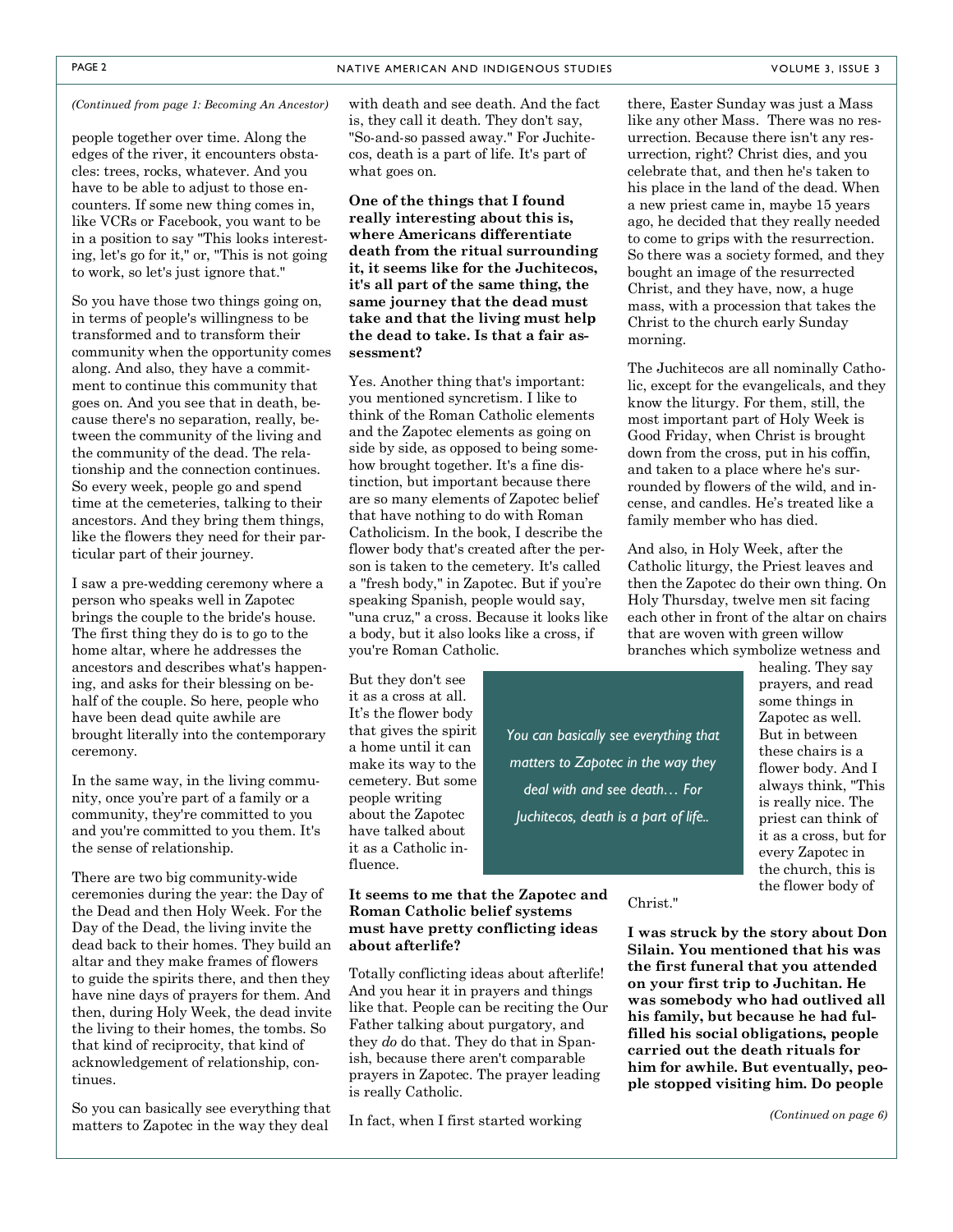*(Continued from page 1: Becoming An Ancestor)*

people together over time. Along the edges of the river, it encounters obstacles: trees, rocks, whatever. And you have to be able to adjust to those encounters. If some new thing comes in, like VCRs or Facebook, you want to be in a position to say "This looks interesting, let's go for it," or, "This is not going to work, so let's just ignore that."

So you have those two things going on, in terms of people's willingness to be transformed and to transform their community when the opportunity comes along. And also, they have a commitment to continue this community that goes on. And you see that in death, because there's no separation, really, between the community of the living and the community of the dead. The relationship and the connection continues. So every week, people go and spend time at the cemeteries, talking to their ancestors. And they bring them things, like the flowers they need for their particular part of their journey.

I saw a pre-wedding ceremony where a person who speaks well in Zapotec brings the couple to the bride's house. The first thing they do is to go to the home altar, where he addresses the ancestors and describes what's happening, and asks for their blessing on behalf of the couple. So here, people who have been dead quite awhile are brought literally into the contemporary ceremony.

In the same way, in the living community, once you're part of a family or a community, they're committed to you and you're committed to you them. It's the sense of relationship.

There are two big community-wide ceremonies during the year: the Day of the Dead and then Holy Week. For the Day of the Dead, the living invite the dead back to their homes. They build an altar and they make frames of flowers to guide the spirits there, and then they have nine days of prayers for them. And then, during Holy Week, the dead invite the living to their homes, the tombs. So that kind of reciprocity, that kind of acknowledgement of relationship, continues.

So you can basically see everything that matters to Zapotec in the way they deal with death and see death. And the fact is, they call it death. They don't say, "So-and-so passed away." For Juchitecos, death is a part of life. It's part of what goes on.

**One of the things that I found really interesting about this is, where Americans differentiate death from the ritual surrounding it, it seems like for the Juchitecos, it's all part of the same thing, the same journey that the dead must take and that the living must help the dead to take. Is that a fair assessment?**

Yes. Another thing that's important: you mentioned syncretism. I like to think of the Roman Catholic elements and the Zapotec elements as going on side by side, as opposed to being somehow brought together. It's a fine distinction, but important because there are so many elements of Zapotec belief that have nothing to do with Roman Catholicism. In the book, I describe the flower body that's created after the person is taken to the cemetery. It's called a "fresh body," in Zapotec. But if you're speaking Spanish, people would say, "una cruz," a cross. Because it looks like a body, but it also looks like a cross, if you're Roman Catholic.

But they don't see it as a cross at all. It's the flower body that gives the spirit a home until it can make its way to the cemetery. But some people writing about the Zapotec have talked about it as a Catholic influence.

> *You can basically see everything that matters to Zapotec in the way they deal with and see death… For Juchitecos, death is a part of life..*

**It seems to me that the Zapotec and Roman Catholic belief systems must have pretty conflicting ideas about afterlife?**

Totally conflicting ideas about afterlife! And you hear it in prayers and things like that. People can be reciting the Our Father talking about purgatory, and they *do* do that. They do that in Spanish, because there aren't comparable prayers in Zapotec. The prayer leading is really Catholic.

In fact, when I first started working there, Easter Sunday was just a Mass like any other Mass. There was no resurrection. Because there isn't any resurrection, right? Christ dies, and you celebrate that, and then he's taken to his place in the land of the dead. When a new priest came in, maybe 15 years ago, he decided that they really needed to come to grips with the resurrection. So there was a society formed, and they bought an image of the resurrected Christ, and they have, now, a huge mass, with a procession that takes the Christ to the church early Sunday morning.

The Juchitecos are all nominally Catholic, except for the evangelicals, and they know the liturgy. For them, still, the most important part of Holy Week is Good Friday, when Christ is brought down from the cross, put in his coffin, and taken to a place where he's surrounded by flowers of the wild, and incense, and candles. He's treated like a family member who has died.

And also, in Holy Week, after the Catholic liturgy, the Priest leaves and then the Zapotec do their own thing. On Holy Thursday, twelve men sit facing each other in front of the altar on chairs that are woven with green willow branches which symbolize wetness and healing. They say prayers, and read some things in Zapotec as well. But in between these chairs is a flower body. And I always think, "This is really nice. The priest can think of it as a cross, but for every Zapotec in the church, this is the flower body of Christ."

**I was struck by the story about Don Silain. You mentioned that his was the first funeral that you attended on your first trip to Juchitan. He was somebody who had outlived all his family, but because he had fulfilled his social obligations, people carried out the death rituals for him for awhile. But eventually, people stopped visiting him. Do people**

*(Continued on page 6)*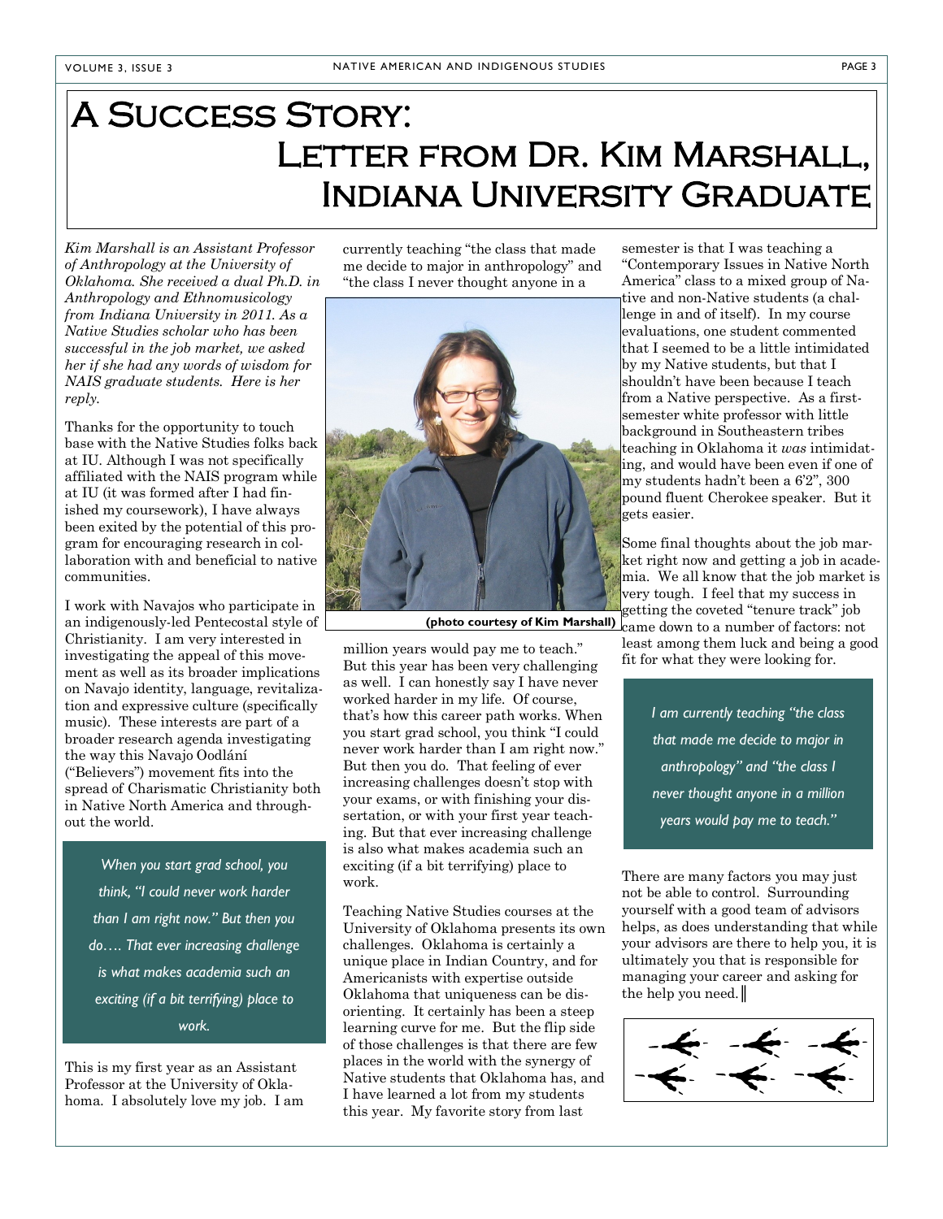# A Success Story: Letter from Dr. Kim Marshall, Indiana University Graduate

*Kim Marshall is an Assistant Professor of Anthropology at the University of Oklahoma. She received a dual Ph.D. in Anthropology and Ethnomusicology from Indiana University in 2011. As a Native Studies scholar who has been successful in the job market, we asked her if she had any words of wisdom for NAIS graduate students. Here is her reply.*

Thanks for the opportunity to touch base with the Native Studies folks back at IU. Although I was not specifically affiliated with the NAIS program while at IU (it was formed after I had finished my coursework), I have always been exited by the potential of this program for encouraging research in collaboration with and beneficial to native communities.

I work with Navajos who participate in an indigenously-led Pentecostal style of Christianity. I am very interested in investigating the appeal of this movement as well as its broader implications on Navajo identity, language, revitalization and expressive culture (specifically music). These interests are part of a broader research agenda investigating the way this Navajo Oodlání ("Believers") movement fits into the spread of Charismatic Christianity both in Native North America and throughout the world.

> *When you start grad school, you think, "I could never work harder than I am right now." But then you do…. That ever increasing challenge is what makes academia such an exciting (if a bit terrifying) place to work.*

This is my first year as an Assistant Professor at the University of Oklahoma. I absolutely love my job. I am currently teaching "the class that made me decide to major in anthropology" and "the class I never thought anyone in a million years would pay me to teach." But this year has been very challenging as well. I can honestly say I have never worked harder in my life. Of course, that's how this career path works. When you start grad school, you think "I could never work harder than I am right now." But then you do. That feeling of ever increasing challenges doesn't stop with your exams, or with finishing your dissertation, or with your first year teaching. But that ever increasing challenge is also what makes academia such an exciting (if a bit terrifying) place to work.

**(photo courtesy of Kim Marshall)**

Teaching Native Studies courses at the University of Oklahoma presents its own challenges. Oklahoma is certainly a unique place in Indian Country, and for Americanists with expertise outside Oklahoma that uniqueness can be disorienting. It certainly has been a steep learning curve for me. But the flip side of those challenges is that there are few places in the world with the synergy of Native students that Oklahoma has, and I have learned a lot from my students this year. My favorite story from last semester is that I was teaching a "Contemporary Issues in Native North America" class to a mixed group of Native and non-Native students (a challenge in and of itself). In my course evaluations, one student commented that I seemed to be a little intimidated by my Native students, but that I shouldn't have been because I teach from a Native perspective. As a first-semester white professor with little background in Southeastern tribes teaching in Oklahoma it *was* intimidating, and would have been even if one of my students hadn't been a 6'2", 300 pound fluent Cherokee speaker. But it gets easier.

Some final thoughts about the job market right now and getting a job in academia. We all know that the job market is very tough. I feel that my success in getting the coveted "tenure track" job came down to a number of factors: not least among them luck and being a good fit for what they were looking for.

> *I am currently teaching "the class that made me decide to major in anthropology" and "the class I never thought anyone in a million years would pay me to teach."*

There are many factors you may just not be able to control. Surrounding yourself with a good team of advisors helps, as does understanding that while your advisors are there to help you, it is ultimately you that is responsible for managing your career and asking for the help you need.║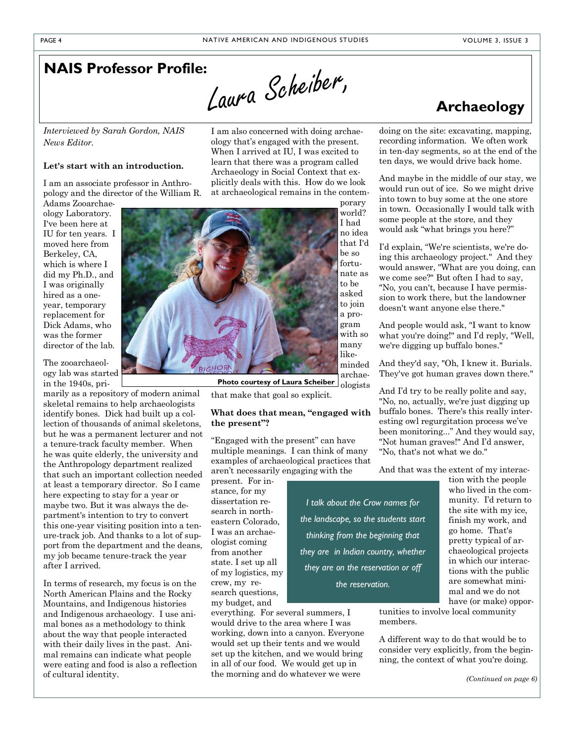# NAIS Professor Profile: Laura Scheiber, Archaeology

*Interviewed by Sarah Gordon, NAIS News Editor.*

**Let's start with an introduction.**

I am an associate professor in Anthropology and the director of the William R. Adams Zooarchaeology Laboratory. I've been here at IU for ten years. I moved here from Berkeley, CA, which is where I did my Ph.D., and I was originally hired as a one-year, temporary replacement for Dick Adams, who was the former director of the lab.

The zooarchaeology lab was started in the 1940s, primarily as a repository of modern animal skeletal remains to help archaeologists identify bones. Dick had built up a collection of thousands of animal skeletons, but he was a permanent lecturer and not a tenure-track faculty member. When he was quite elderly, the university and the Anthropology department realized that such an important collection needed at least a temporary director. So I came here expecting to stay for a year or maybe two. But it was always the department's intention to try to convert this one-year visiting position into a tenure-track job. And thanks to a lot of support from the department and the deans, my job became tenure-track the year after I arrived.

In terms of research, my focus is on the North American Plains and the Rocky Mountains, and Indigenous histories and Indigenous archaeology. I use animal bones as a methodology to think about the way that people interacted with their daily lives in the past. Animal remains can indicate what people were eating and food is also a reflection of cultural identity.

I am also concerned with doing archaeology that's engaged with the present. When I arrived at IU, I was excited to learn that there was a program called Archaeology in Social Context that explicitly deals with this. How do we look at archaeological remains in the contemporary world? I had no idea that I'd be so fortunate as to be asked to join a program with so many like-minded archaeologists that make that goal so explicit.

**Photo courtesy of Laura Scheiber**

**What does that mean, "engaged with the present"?**

"Engaged with the present" can have multiple meanings. I can think of many examples of archaeological practices that aren't necessarily engaging with the present. For instance, for my dissertation research in northeastern Colorado, I was an archaeologist coming from another state. I set up all of my logistics, my crew, my research questions, my budget, and everything. For several summers, I would drive to the area where I was working, down into a canyon. Everyone would set up their tents and we would set up the kitchen, and we would bring in all of our food. We would get up in the morning and do whatever we were doing on the site: excavating, mapping, recording information. We often work in ten-day segments, so at the end of the ten days, we would drive back home.

> *I talk about the Crow names for the landscape, so the students start thinking from the beginning that they are in Indian country, whether they are on the reservation or off the reservation.*

And maybe in the middle of our stay, we would run out of ice. So we might drive into town to buy some at the one store in town. Occasionally I would talk with some people at the store, and they would ask "what brings you here?"

I'd explain, "We're scientists, we're doing this archaeology project." And they would answer, "What are you doing, can we come see?" But often I had to say, "No, you can't, because I have permission to work there, but the landowner doesn't want anyone else there."

And people would ask, "I want to know what you're doing!" and I'd reply, "Well, we're digging up buffalo bones."

And they'd say, "Oh, I knew it. Burials. They've got human graves down there."

And I'd try to be really polite and say, "No, no, actually, we're just digging up buffalo bones. There's this really interesting owl regurgitation process we've been monitoring..." And they would say, "Not human graves!" And I'd answer, "No, that's not what we do."

And that was the extent of my interaction with the people who lived in the community. I'd return to the site with my ice, finish my work, and go home. That's pretty typical of archaeological projects in which our interactions with the public are somewhat minimal and we do not have (or make) opportunities to involve local community members.

A different way to do that would be to consider very explicitly, from the beginning, the context of what you're doing.

*(Continued on page 6)*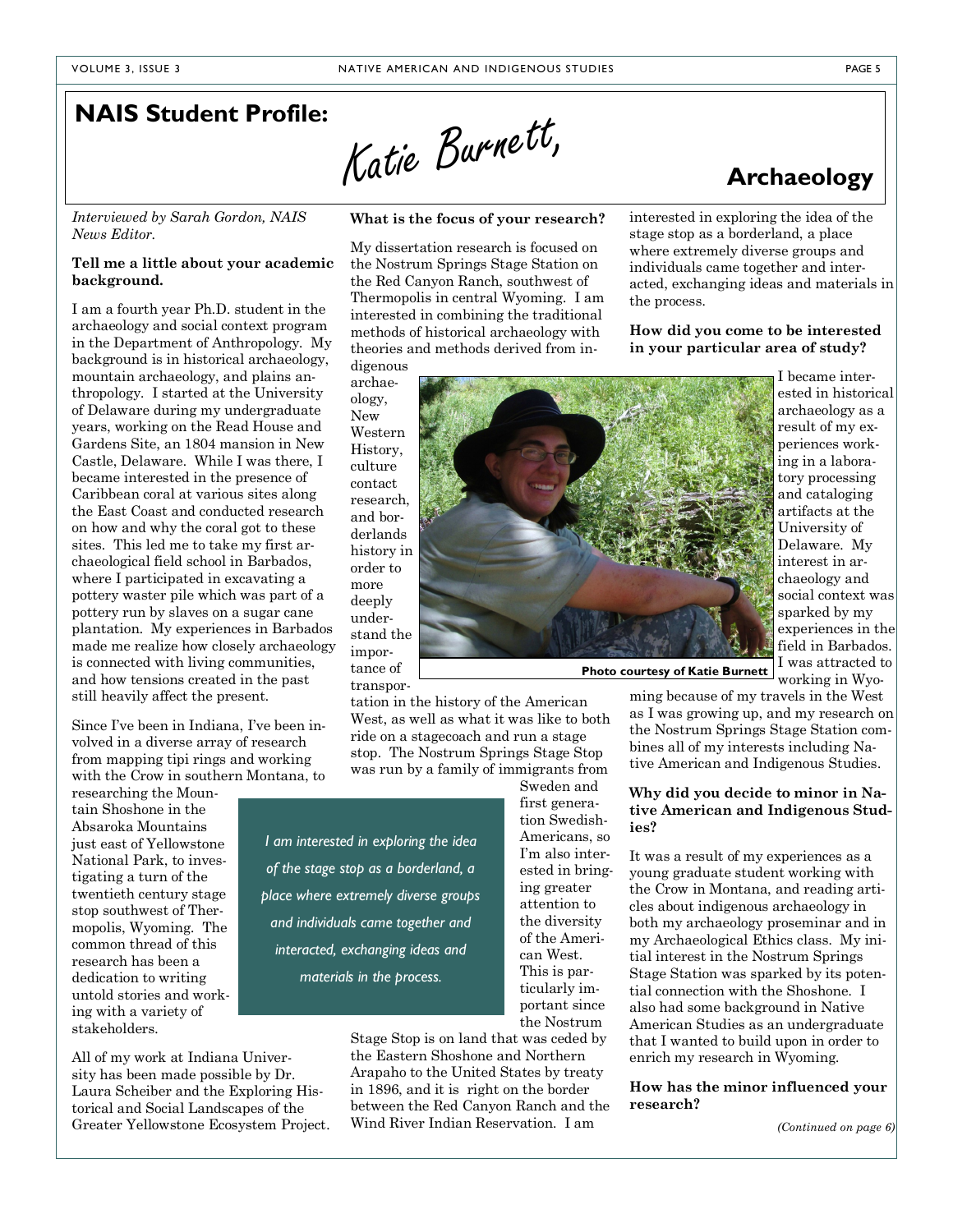# NAIS Student Profile: Katie Burnett, Archaeology

*Interviewed by Sarah Gordon, NAIS News Editor.*

**Tell me a little about your academic background.**

I am a fourth year Ph.D. student in the archaeology and social context program in the Department of Anthropology. My background is in historical archaeology, mountain archaeology, and plains anthropology. I started at the University of Delaware during my undergraduate years, working on the Read House and Gardens Site, an 1804 mansion in New Castle, Delaware. While I was there, I became interested in the presence of Caribbean coral at various sites along the East Coast and conducted research on how and why the coral got to these sites. This led me to take my first archaeological field school in Barbados, where I participated in excavating a pottery waster pile which was part of a pottery run by slaves on a sugar cane plantation. My experiences in Barbados made me realize how closely archaeology is connected with living communities, and how tensions created in the past still heavily affect the present.

Since I've been in Indiana, I've been involved in a diverse array of research from mapping tipi rings and working with the Crow in southern Montana, to researching the Mountain Shoshone in the Absaroka Mountains just east of Yellowstone National Park, to investigating a turn of the twentieth century stage stop southwest of Thermopolis, Wyoming. The common thread of this research has been a dedication to writing untold stories and working with a variety of stakeholders.

All of my work at Indiana University has been made possible by Dr. Laura Scheiber and the Exploring Historical and Social Landscapes of the Greater Yellowstone Ecosystem Project.

**What is the focus of your research?**

My dissertation research is focused on the Nostrum Springs Stage Station on the Red Canyon Ranch, southwest of Thermopolis in central Wyoming. I am interested in combining the traditional methods of historical archaeology with theories and methods derived from indigenous archaeology, New Western History, culture contact research, and borderlands history in order to more deeply understand the importance of transportation in the history of the American West, as well as what it was like to both ride on a stagecoach and run a stage stop. The Nostrum Springs Stage Stop was run by a family of immigrants from Sweden and first generation Swedish-Americans, so I'm also interested in bringing greater attention to the diversity of the American West. This is particularly important since the Nostrum Stage Stop is on land that was ceded by the Eastern Shoshone and Northern Arapaho to the United States by treaty in 1896, and it is right on the border between the Red Canyon Ranch and the Wind River Indian Reservation. I am interested in exploring the idea of the stage stop as a borderland, a place where extremely diverse groups and individuals came together and interacted, exchanging ideas and materials in the process.

> *I am interested in exploring the idea of the stage stop as a borderland, a place where extremely diverse groups and individuals came together and interacted, exchanging ideas and materials in the process.*

Photo courtesy of Katie Burnett

**How did you come to be interested in your particular area of study?**

I became interested in historical archaeology as a result of my experiences working in a laboratory processing and cataloging artifacts at the University of Delaware. My interest in archaeology and social context was sparked by my experiences in the field in Barbados. I was attracted to working in Wyoming because of my travels in the West as I was growing up, and my research on the Nostrum Springs Stage Station combines all of my interests including Native American and Indigenous Studies.

**Why did you decide to minor in Native American and Indigenous Studies?**

It was a result of my experiences as a young graduate student working with the Crow in Montana, and reading articles about indigenous archaeology in both my archaeology proseminar and in my Archaeological Ethics class. My initial interest in the Nostrum Springs Stage Station was sparked by its potential connection with the Shoshone. I also had some background in Native American Studies as an undergraduate that I wanted to build upon in order to enrich my research in Wyoming.

**How has the minor influenced your research?**

*(Continued on page 6)*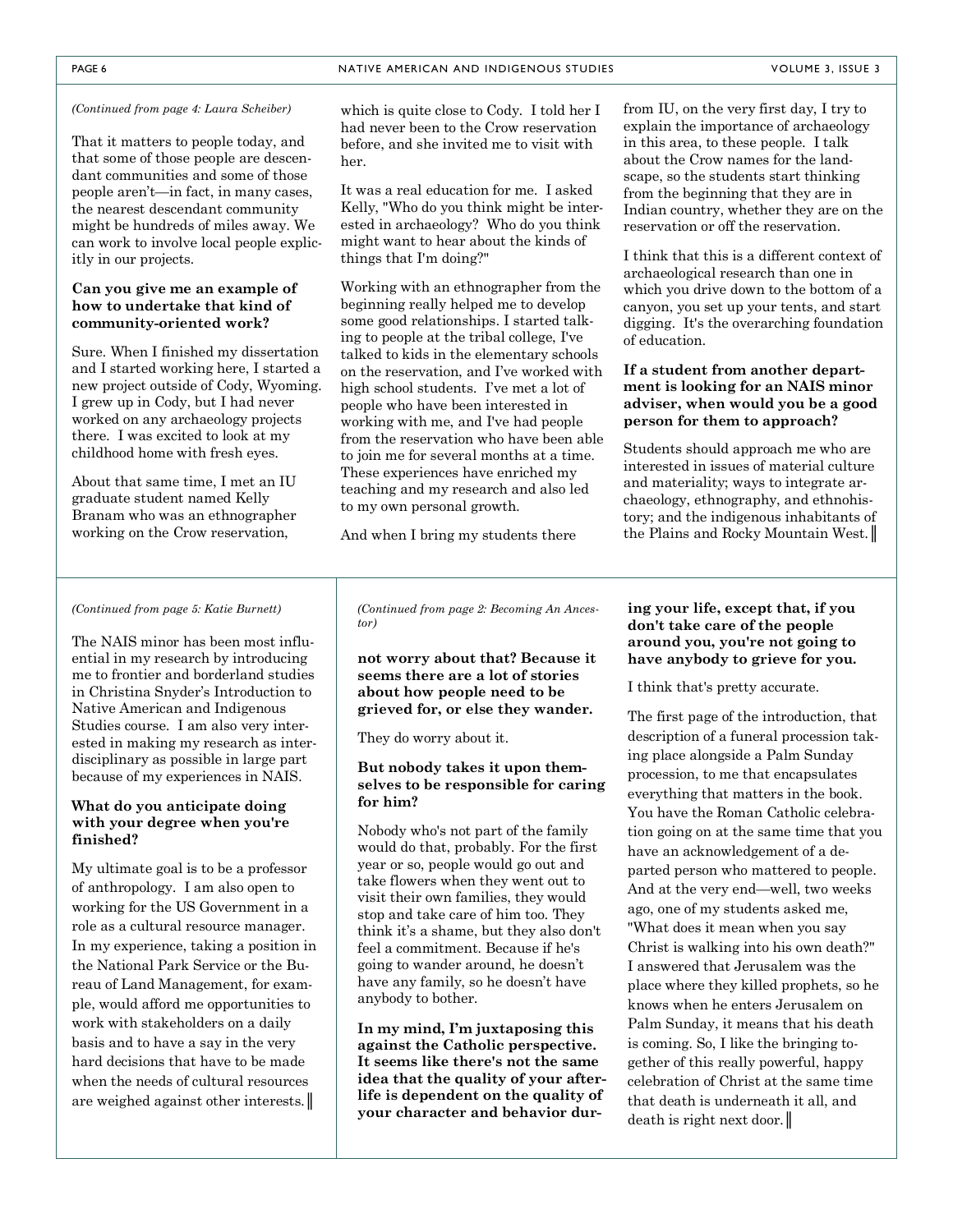*(Continued from page 4: Laura Scheiber)*

That it matters to people today, and that some of those people are descendant communities and some of those people aren't—in fact, in many cases, the nearest descendant community might be hundreds of miles away. We can work to involve local people explicitly in our projects.

**Can you give me an example of how to undertake that kind of community-oriented work?**

Sure. When I finished my dissertation and I started working here, I started a new project outside of Cody, Wyoming. I grew up in Cody, but I had never worked on any archaeology projects there. I was excited to look at my childhood home with fresh eyes.

About that same time, I met an IU graduate student named Kelly Branam who was an ethnographer working on the Crow reservation, which is quite close to Cody. I told her I had never been to the Crow reservation before, and she invited me to visit with her.

It was a real education for me. I asked Kelly, "Who do you think might be interested in archaeology? Who do you think might want to hear about the kinds of things that I'm doing?"

Working with an ethnographer from the beginning really helped me to develop some good relationships. I started talking to people at the tribal college, I've talked to kids in the elementary schools on the reservation, and I've worked with high school students. I've met a lot of people who have been interested in working with me, and I've had people from the reservation who have been able to join me for several months at a time. These experiences have enriched my teaching and my research and also led to my own personal growth.

And when I bring my students there from IU, on the very first day, I try to explain the importance of archaeology in this area, to these people. I talk about the Crow names for the landscape, so the students start thinking from the beginning that they are in Indian country, whether they are on the reservation or off the reservation.

I think that this is a different context of archaeological research than one in which you drive down to the bottom of a canyon, you set up your tents, and start digging. It's the overarching foundation of education.

**If a student from another department is looking for an NAIS minor adviser, when would you be a good person for them to approach?**

Students should approach me who are interested in issues of material culture and materiality; ways to integrate archaeology, ethnography, and ethnohistory; and the indigenous inhabitants of the Plains and Rocky Mountain West. ‖

---

*(Continued from page 5: Katie Burnett)*

The NAIS minor has been most influential in my research by introducing me to frontier and borderland studies in Christina Snyder's Introduction to Native American and Indigenous Studies course. I am also very interested in making my research as interdisciplinary as possible in large part because of my experiences in NAIS.

**What do you anticipate doing with your degree when you're finished?**

My ultimate goal is to be a professor of anthropology. I am also open to working for the US Government in a role as a cultural resource manager. In my experience, taking a position in the National Park Service or the Bureau of Land Management, for example, would afford me opportunities to work with stakeholders on a daily basis and to have a say in the very hard decisions that have to be made when the needs of cultural resources are weighed against other interests. ‖

---

*(Continued from page 2: Becoming An Ancestor)*

**not worry about that? Because it seems there are a lot of stories about how people need to be grieved for, or else they wander.**

They do worry about it.

**But nobody takes it upon themselves to be responsible for caring for him?**

Nobody who's not part of the family would do that, probably. For the first year or so, people would go out and take flowers when they went out to visit their own families, they would stop and take care of him too. They think it's a shame, but they also don't feel a commitment. Because if he's going to wander around, he doesn't have any family, so he doesn't have anybody to bother.

**In my mind, I'm juxtaposing this against the Catholic perspective. It seems like there's not the same idea that the quality of your afterlife is dependent on the quality of your character and behavior during your life, except that, if you don't take care of the people around you, you're not going to have anybody to grieve for you.**

I think that's pretty accurate.

The first page of the introduction, that description of a funeral procession taking place alongside a Palm Sunday procession, to me that encapsulates everything that matters in the book. You have the Roman Catholic celebration going on at the same time that you have an acknowledgement of a departed person who mattered to people. And at the very end—well, two weeks ago, one of my students asked me, "What does it mean when you say Christ is walking into his own death?" I answered that Jerusalem was the place where they killed prophets, so he knows when he enters Jerusalem on Palm Sunday, it means that his death is coming. So, I like the bringing together of this really powerful, happy celebration of Christ at the same time that death is underneath it all, and death is right next door. ‖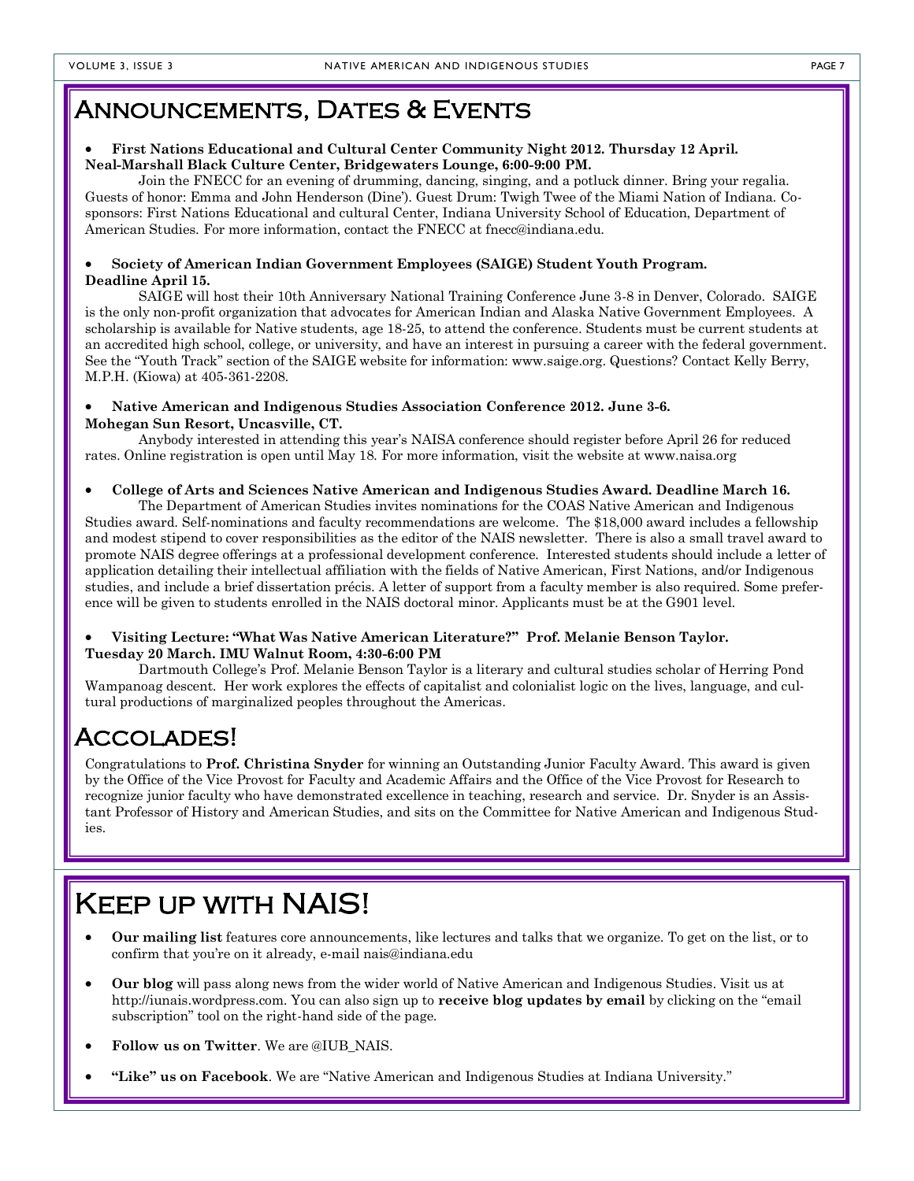# Announcements, Dates & Events

- **First Nations Educational and Cultural Center Community Night 2012. Thursday 12 April. Neal-Marshall Black Culture Center, Bridgewaters Lounge, 6:00-9:00 PM.**

Join the FNECC for an evening of drumming, dancing, singing, and a potluck dinner. Bring your regalia. Guests of honor: Emma and John Henderson (Dine'). Guest Drum: Twigh Twee of the Miami Nation of Indiana. Co-sponsors: First Nations Educational and cultural Center, Indiana University School of Education, Department of American Studies. For more information, contact the FNECC at fnecc@indiana.edu.

- **Society of American Indian Government Employees (SAIGE) Student Youth Program. Deadline April 15.**

SAIGE will host their 10th Anniversary National Training Conference June 3-8 in Denver, Colorado. SAIGE is the only non-profit organization that advocates for American Indian and Alaska Native Government Employees. A scholarship is available for Native students, age 18-25, to attend the conference. Students must be current students at an accredited high school, college, or university, and have an interest in pursuing a career with the federal government. See the "Youth Track" section of the SAIGE website for information: www.saige.org. Questions? Contact Kelly Berry, M.P.H. (Kiowa) at 405-361-2208.

- **Native American and Indigenous Studies Association Conference 2012. June 3-6. Mohegan Sun Resort, Uncasville, CT.**

Anybody interested in attending this year's NAISA conference should register before April 26 for reduced rates. Online registration is open until May 18. For more information, visit the website at www.naisa.org

- **College of Arts and Sciences Native American and Indigenous Studies Award. Deadline March 16.**

The Department of American Studies invites nominations for the COAS Native American and Indigenous Studies award. Self-nominations and faculty recommendations are welcome. The $18,000 award includes a fellowship and modest stipend to cover responsibilities as the editor of the NAIS newsletter. There is also a small travel award to promote NAIS degree offerings at a professional development conference. Interested students should include a letter of application detailing their intellectual affiliation with the fields of Native American, First Nations, and/or Indigenous studies, and include a brief dissertation précis. A letter of support from a faculty member is also required. Some preference will be given to students enrolled in the NAIS doctoral minor. Applicants must be at the G901 level.

- **Visiting Lecture: "What Was Native American Literature?" Prof. Melanie Benson Taylor. Tuesday 20 March. IMU Walnut Room, 4:30-6:00 PM**

Dartmouth College's Prof. Melanie Benson Taylor is a literary and cultural studies scholar of Herring Pond Wampanoag descent. Her work explores the effects of capitalist and colonialist logic on the lives, language, and cultural productions of marginalized peoples throughout the Americas.

# Accolades!

Congratulations to **Prof. Christina Snyder** for winning an Outstanding Junior Faculty Award. This award is given by the Office of the Vice Provost for Faculty and Academic Affairs and the Office of the Vice Provost for Research to recognize junior faculty who have demonstrated excellence in teaching, research and service. Dr. Snyder is an Assistant Professor of History and American Studies, and sits on the Committee for Native American and Indigenous Studies.

# Keep up with NAIS!

- **Our mailing list** features core announcements, like lectures and talks that we organize. To get on the list, or to confirm that you're on it already, e-mail nais@indiana.edu
- **Our blog** will pass along news from the wider world of Native American and Indigenous Studies. Visit us at http://iunais.wordpress.com. You can also sign up to **receive blog updates by email** by clicking on the "email subscription" tool on the right-hand side of the page.
- **Follow us on Twitter**. We are @IUB_NAIS.
- **"Like" us on Facebook**. We are "Native American and Indigenous Studies at Indiana University."